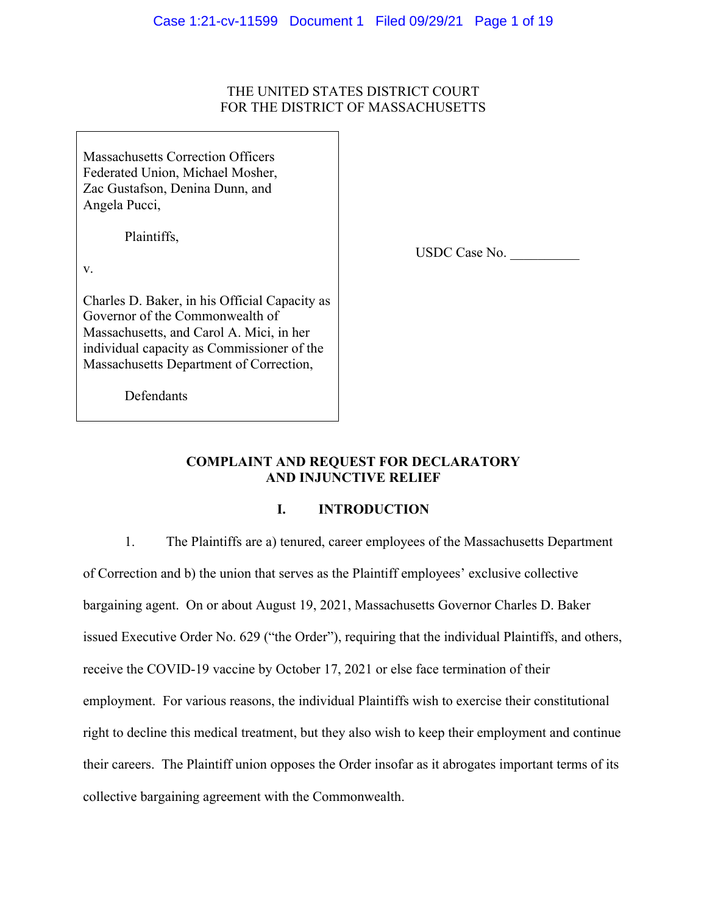THE UNITED STATES DISTRICT COURT
FOR THE DISTRICT OF MASSACHUSETTS

| | |
|---|---|
| Massachusetts Correction Officers Federated Union, Michael Mosher, Zac Gustafson, Denina Dunn, and Angela Pucci,<br><br>Plaintiffs,<br><br>v.<br><br>Charles D. Baker, in his Official Capacity as Governor of the Commonwealth of Massachusetts, and Carol A. Mici, in her individual capacity as Commissioner of the Massachusetts Department of Correction,<br><br>Defendants | USDC Case No. __________ |

**COMPLAINT AND REQUEST FOR DECLARATORY AND INJUNCTIVE RELIEF**

## I. INTRODUCTION

1. The Plaintiffs are a) tenured, career employees of the Massachusetts Department of Correction and b) the union that serves as the Plaintiff employees' exclusive collective bargaining agent. On or about August 19, 2021, Massachusetts Governor Charles D. Baker issued Executive Order No. 629 ("the Order"), requiring that the individual Plaintiffs, and others, receive the COVID-19 vaccine by October 17, 2021 or else face termination of their employment. For various reasons, the individual Plaintiffs wish to exercise their constitutional right to decline this medical treatment, but they also wish to keep their employment and continue their careers. The Plaintiff union opposes the Order insofar as it abrogates important terms of its collective bargaining agreement with the Commonwealth.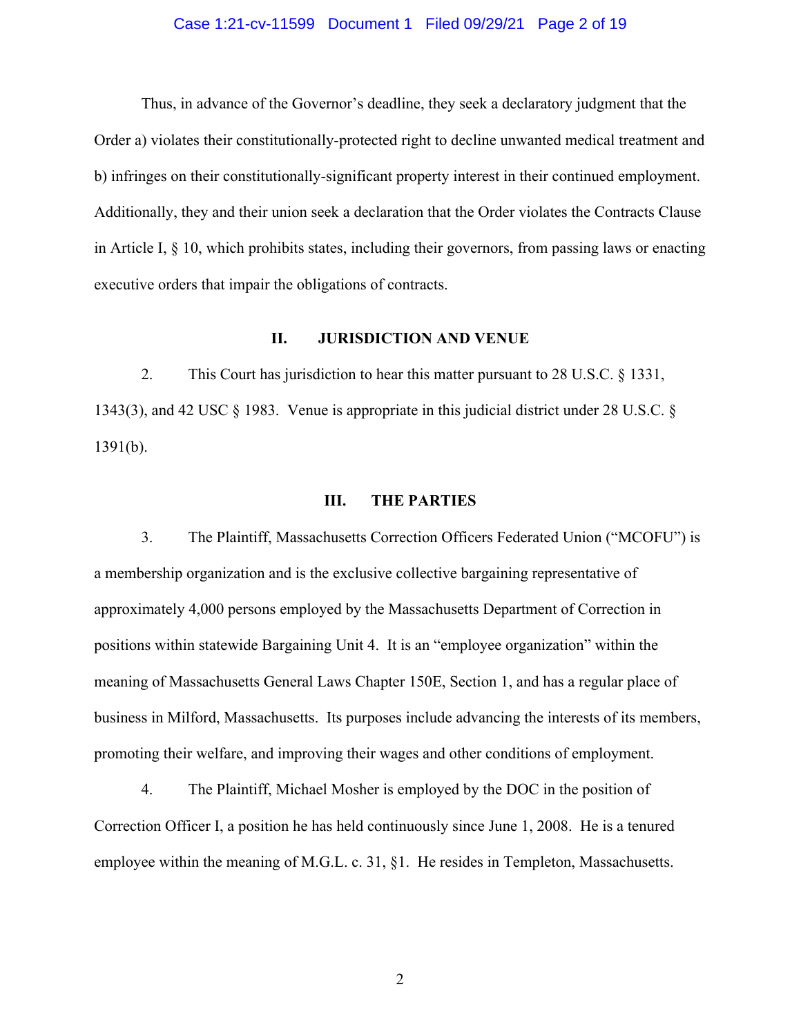Thus, in advance of the Governor's deadline, they seek a declaratory judgment that the Order a) violates their constitutionally-protected right to decline unwanted medical treatment and b) infringes on their constitutionally-significant property interest in their continued employment. Additionally, they and their union seek a declaration that the Order violates the Contracts Clause in Article I, § 10, which prohibits states, including their governors, from passing laws or enacting executive orders that impair the obligations of contracts.

## II. JURISDICTION AND VENUE

2. This Court has jurisdiction to hear this matter pursuant to 28 U.S.C. § 1331, 1343(3), and 42 USC § 1983. Venue is appropriate in this judicial district under 28 U.S.C. § 1391(b).

## III. THE PARTIES

3. The Plaintiff, Massachusetts Correction Officers Federated Union ("MCOFU") is a membership organization and is the exclusive collective bargaining representative of approximately 4,000 persons employed by the Massachusetts Department of Correction in positions within statewide Bargaining Unit 4. It is an "employee organization" within the meaning of Massachusetts General Laws Chapter 150E, Section 1, and has a regular place of business in Milford, Massachusetts. Its purposes include advancing the interests of its members, promoting their welfare, and improving their wages and other conditions of employment.

4. The Plaintiff, Michael Mosher is employed by the DOC in the position of Correction Officer I, a position he has held continuously since June 1, 2008. He is a tenured employee within the meaning of M.G.L. c. 31, §1. He resides in Templeton, Massachusetts.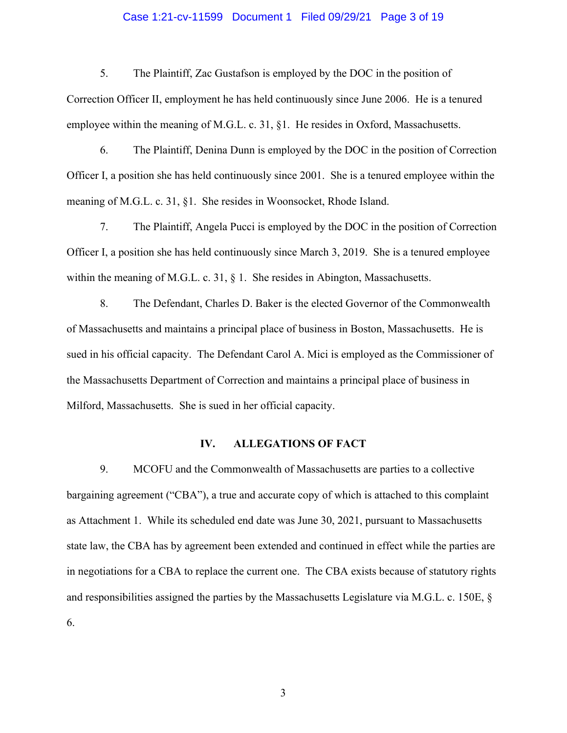5. The Plaintiff, Zac Gustafson is employed by the DOC in the position of Correction Officer II, employment he has held continuously since June 2006. He is a tenured employee within the meaning of M.G.L. c. 31, §1. He resides in Oxford, Massachusetts.

6. The Plaintiff, Denina Dunn is employed by the DOC in the position of Correction Officer I, a position she has held continuously since 2001. She is a tenured employee within the meaning of M.G.L. c. 31, §1. She resides in Woonsocket, Rhode Island.

7. The Plaintiff, Angela Pucci is employed by the DOC in the position of Correction Officer I, a position she has held continuously since March 3, 2019. She is a tenured employee within the meaning of M.G.L. c. 31, § 1. She resides in Abington, Massachusetts.

8. The Defendant, Charles D. Baker is the elected Governor of the Commonwealth of Massachusetts and maintains a principal place of business in Boston, Massachusetts. He is sued in his official capacity. The Defendant Carol A. Mici is employed as the Commissioner of the Massachusetts Department of Correction and maintains a principal place of business in Milford, Massachusetts. She is sued in her official capacity.

## IV. ALLEGATIONS OF FACT

9. MCOFU and the Commonwealth of Massachusetts are parties to a collective bargaining agreement ("CBA"), a true and accurate copy of which is attached to this complaint as Attachment 1. While its scheduled end date was June 30, 2021, pursuant to Massachusetts state law, the CBA has by agreement been extended and continued in effect while the parties are in negotiations for a CBA to replace the current one. The CBA exists because of statutory rights and responsibilities assigned the parties by the Massachusetts Legislature via M.G.L. c. 150E, § 6.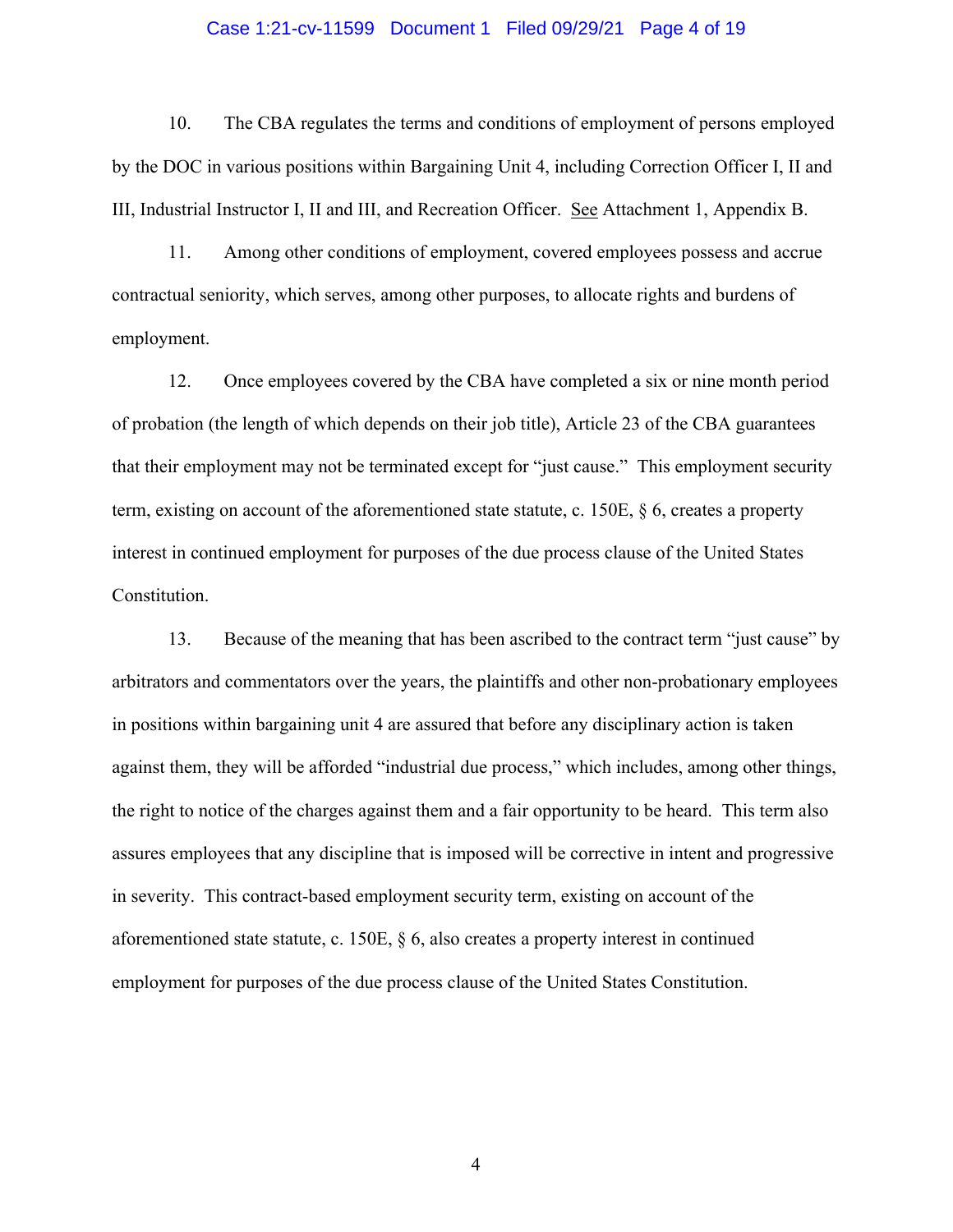10. The CBA regulates the terms and conditions of employment of persons employed by the DOC in various positions within Bargaining Unit 4, including Correction Officer I, II and III, Industrial Instructor I, II and III, and Recreation Officer. See Attachment 1, Appendix B.

11. Among other conditions of employment, covered employees possess and accrue contractual seniority, which serves, among other purposes, to allocate rights and burdens of employment.

12. Once employees covered by the CBA have completed a six or nine month period of probation (the length of which depends on their job title), Article 23 of the CBA guarantees that their employment may not be terminated except for "just cause." This employment security term, existing on account of the aforementioned state statute, c. 150E, § 6, creates a property interest in continued employment for purposes of the due process clause of the United States Constitution.

13. Because of the meaning that has been ascribed to the contract term "just cause" by arbitrators and commentators over the years, the plaintiffs and other non-probationary employees in positions within bargaining unit 4 are assured that before any disciplinary action is taken against them, they will be afforded "industrial due process," which includes, among other things, the right to notice of the charges against them and a fair opportunity to be heard. This term also assures employees that any discipline that is imposed will be corrective in intent and progressive in severity. This contract-based employment security term, existing on account of the aforementioned state statute, c. 150E, § 6, also creates a property interest in continued employment for purposes of the due process clause of the United States Constitution.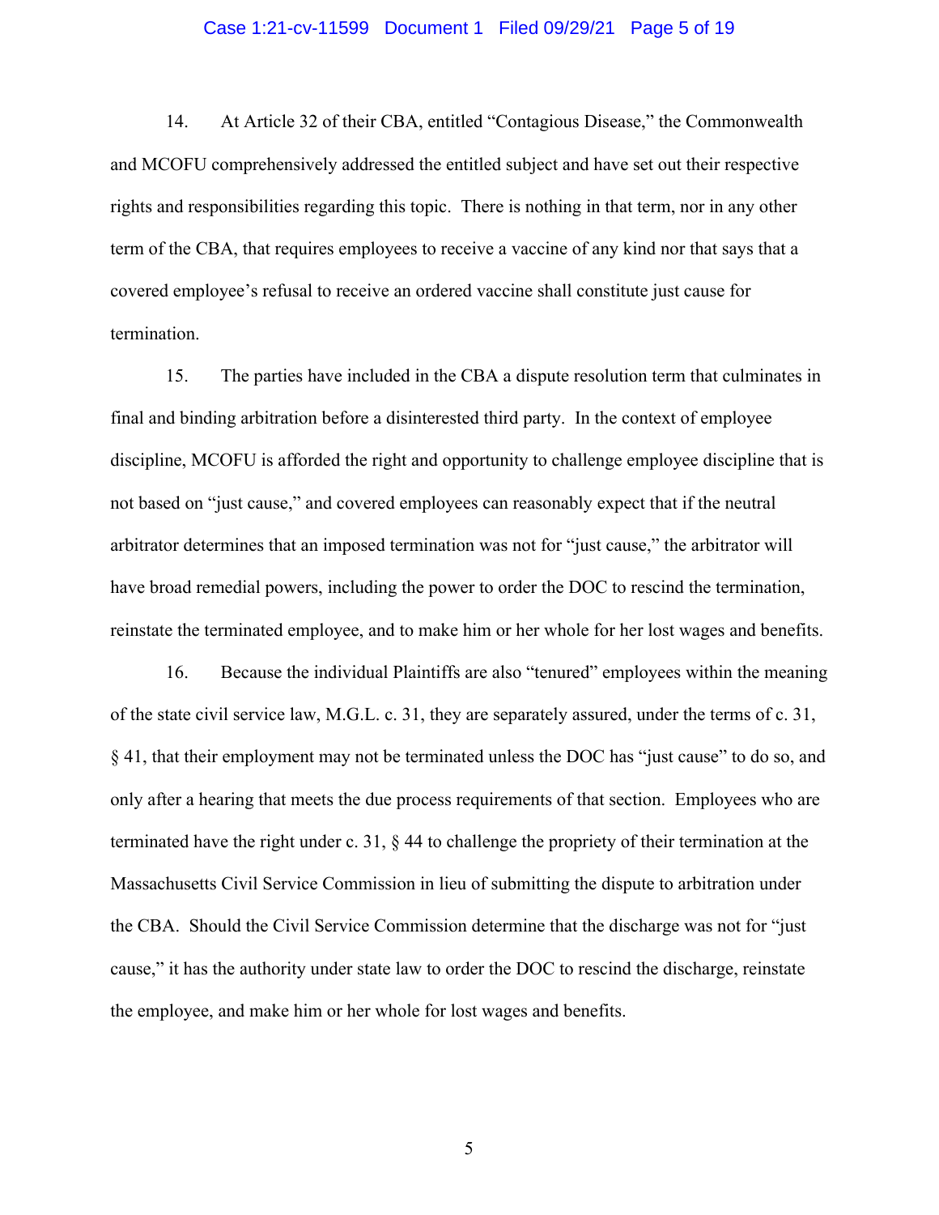14. At Article 32 of their CBA, entitled "Contagious Disease," the Commonwealth and MCOFU comprehensively addressed the entitled subject and have set out their respective rights and responsibilities regarding this topic. There is nothing in that term, nor in any other term of the CBA, that requires employees to receive a vaccine of any kind nor that says that a covered employee's refusal to receive an ordered vaccine shall constitute just cause for termination.

15. The parties have included in the CBA a dispute resolution term that culminates in final and binding arbitration before a disinterested third party. In the context of employee discipline, MCOFU is afforded the right and opportunity to challenge employee discipline that is not based on "just cause," and covered employees can reasonably expect that if the neutral arbitrator determines that an imposed termination was not for "just cause," the arbitrator will have broad remedial powers, including the power to order the DOC to rescind the termination, reinstate the terminated employee, and to make him or her whole for her lost wages and benefits.

16. Because the individual Plaintiffs are also "tenured" employees within the meaning of the state civil service law, M.G.L. c. 31, they are separately assured, under the terms of c. 31, § 41, that their employment may not be terminated unless the DOC has "just cause" to do so, and only after a hearing that meets the due process requirements of that section. Employees who are terminated have the right under c. 31, § 44 to challenge the propriety of their termination at the Massachusetts Civil Service Commission in lieu of submitting the dispute to arbitration under the CBA. Should the Civil Service Commission determine that the discharge was not for "just cause," it has the authority under state law to order the DOC to rescind the discharge, reinstate the employee, and make him or her whole for lost wages and benefits.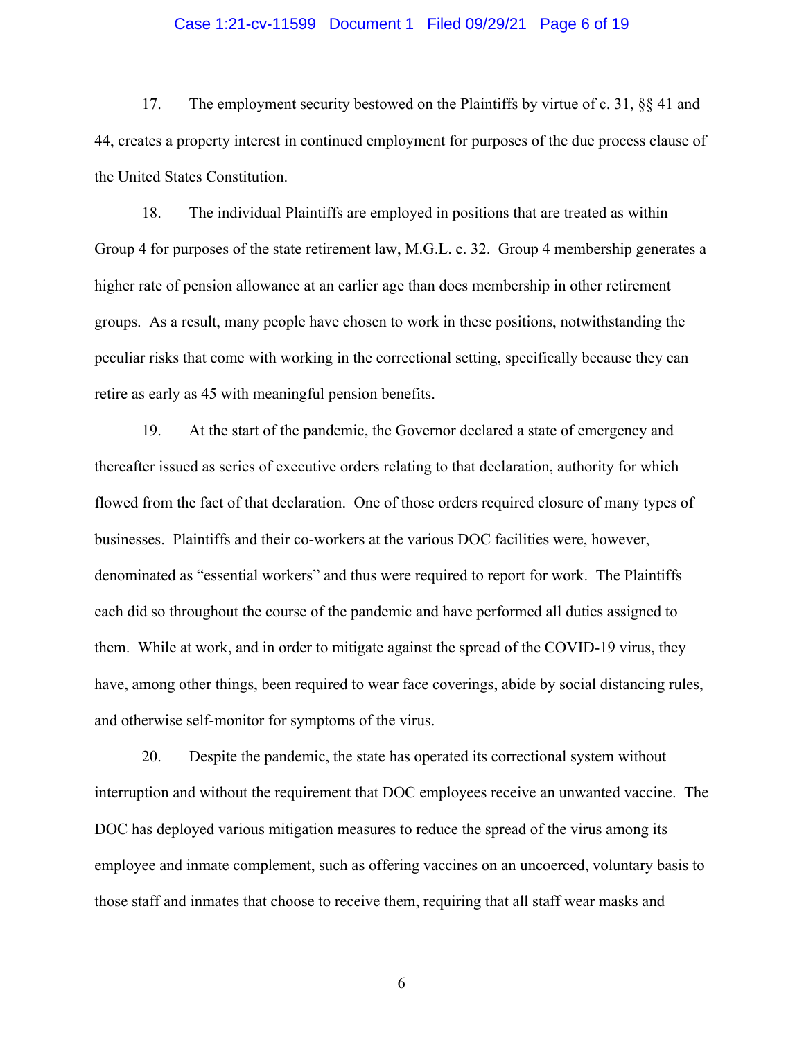17. The employment security bestowed on the Plaintiffs by virtue of c. 31, §§ 41 and 44, creates a property interest in continued employment for purposes of the due process clause of the United States Constitution.

18. The individual Plaintiffs are employed in positions that are treated as within Group 4 for purposes of the state retirement law, M.G.L. c. 32. Group 4 membership generates a higher rate of pension allowance at an earlier age than does membership in other retirement groups. As a result, many people have chosen to work in these positions, notwithstanding the peculiar risks that come with working in the correctional setting, specifically because they can retire as early as 45 with meaningful pension benefits.

19. At the start of the pandemic, the Governor declared a state of emergency and thereafter issued as series of executive orders relating to that declaration, authority for which flowed from the fact of that declaration. One of those orders required closure of many types of businesses. Plaintiffs and their co-workers at the various DOC facilities were, however, denominated as "essential workers" and thus were required to report for work. The Plaintiffs each did so throughout the course of the pandemic and have performed all duties assigned to them. While at work, and in order to mitigate against the spread of the COVID-19 virus, they have, among other things, been required to wear face coverings, abide by social distancing rules, and otherwise self-monitor for symptoms of the virus.

20. Despite the pandemic, the state has operated its correctional system without interruption and without the requirement that DOC employees receive an unwanted vaccine. The DOC has deployed various mitigation measures to reduce the spread of the virus among its employee and inmate complement, such as offering vaccines on an uncoerced, voluntary basis to those staff and inmates that choose to receive them, requiring that all staff wear masks and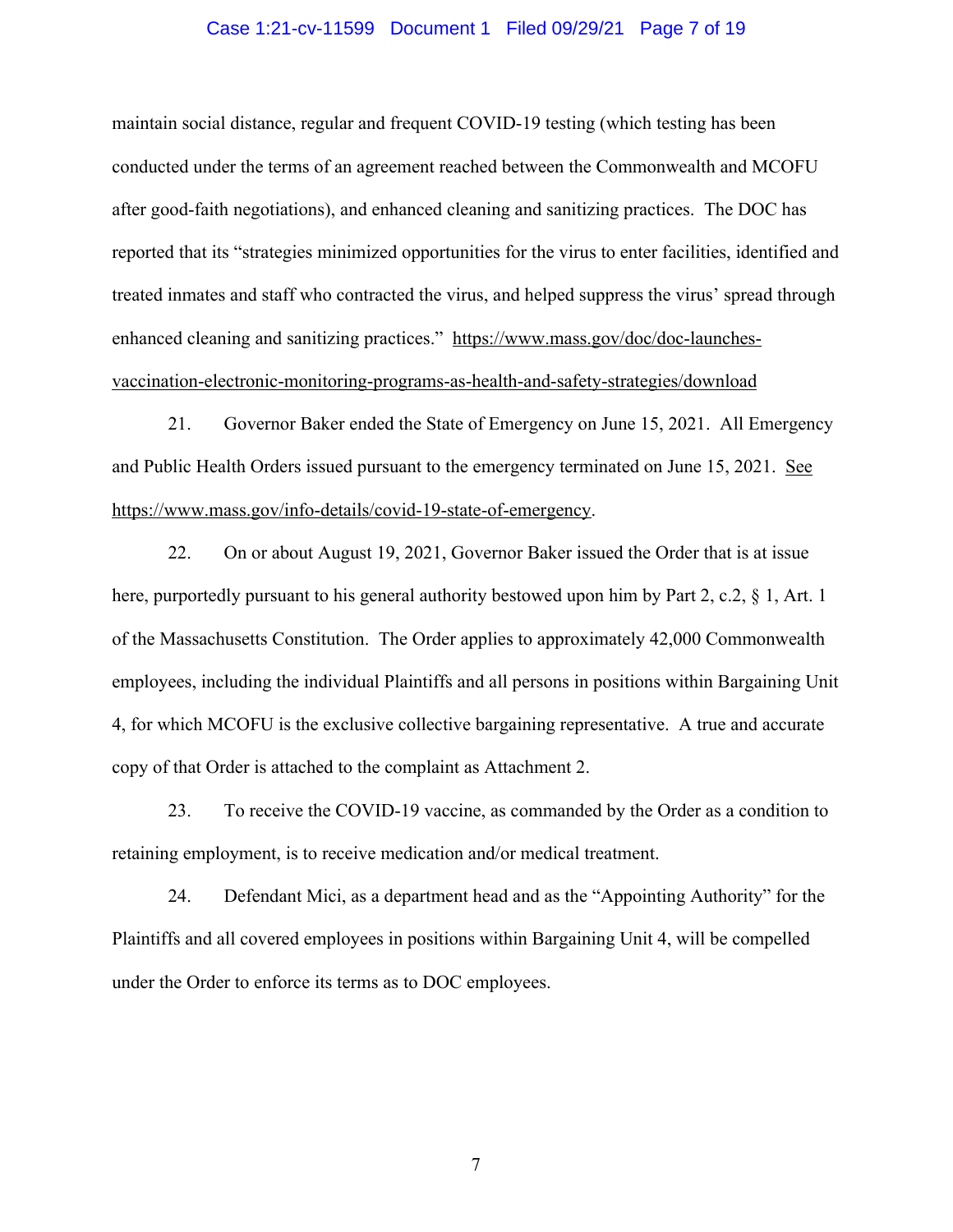maintain social distance, regular and frequent COVID-19 testing (which testing has been conducted under the terms of an agreement reached between the Commonwealth and MCOFU after good-faith negotiations), and enhanced cleaning and sanitizing practices. The DOC has reported that its "strategies minimized opportunities for the virus to enter facilities, identified and treated inmates and staff who contracted the virus, and helped suppress the virus' spread through enhanced cleaning and sanitizing practices." https://www.mass.gov/doc/doc-launches-vaccination-electronic-monitoring-programs-as-health-and-safety-strategies/download

21. Governor Baker ended the State of Emergency on June 15, 2021. All Emergency and Public Health Orders issued pursuant to the emergency terminated on June 15, 2021. See https://www.mass.gov/info-details/covid-19-state-of-emergency.

22. On or about August 19, 2021, Governor Baker issued the Order that is at issue here, purportedly pursuant to his general authority bestowed upon him by Part 2, c.2, § 1, Art. 1 of the Massachusetts Constitution. The Order applies to approximately 42,000 Commonwealth employees, including the individual Plaintiffs and all persons in positions within Bargaining Unit 4, for which MCOFU is the exclusive collective bargaining representative. A true and accurate copy of that Order is attached to the complaint as Attachment 2.

23. To receive the COVID-19 vaccine, as commanded by the Order as a condition to retaining employment, is to receive medication and/or medical treatment.

24. Defendant Mici, as a department head and as the "Appointing Authority" for the Plaintiffs and all covered employees in positions within Bargaining Unit 4, will be compelled under the Order to enforce its terms as to DOC employees.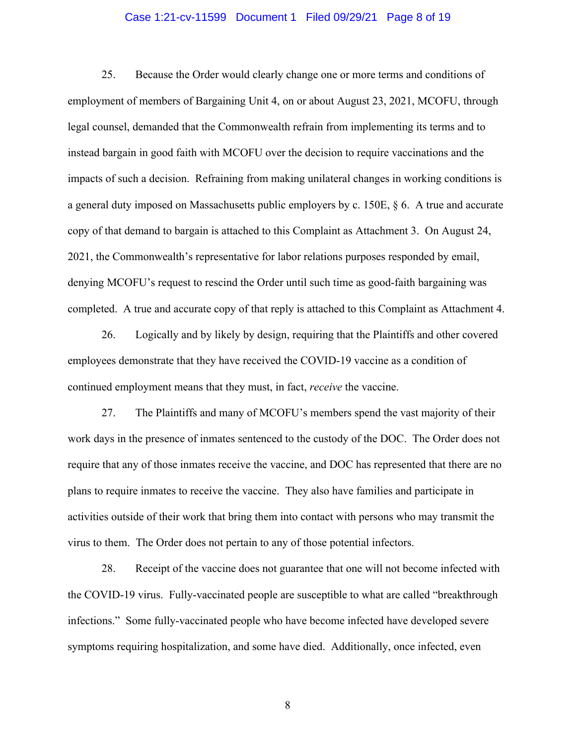25. Because the Order would clearly change one or more terms and conditions of employment of members of Bargaining Unit 4, on or about August 23, 2021, MCOFU, through legal counsel, demanded that the Commonwealth refrain from implementing its terms and to instead bargain in good faith with MCOFU over the decision to require vaccinations and the impacts of such a decision. Refraining from making unilateral changes in working conditions is a general duty imposed on Massachusetts public employers by c. 150E, § 6. A true and accurate copy of that demand to bargain is attached to this Complaint as Attachment 3. On August 24, 2021, the Commonwealth's representative for labor relations purposes responded by email, denying MCOFU's request to rescind the Order until such time as good-faith bargaining was completed. A true and accurate copy of that reply is attached to this Complaint as Attachment 4.

26. Logically and by likely by design, requiring that the Plaintiffs and other covered employees demonstrate that they have received the COVID-19 vaccine as a condition of continued employment means that they must, in fact, *receive* the vaccine.

27. The Plaintiffs and many of MCOFU's members spend the vast majority of their work days in the presence of inmates sentenced to the custody of the DOC. The Order does not require that any of those inmates receive the vaccine, and DOC has represented that there are no plans to require inmates to receive the vaccine. They also have families and participate in activities outside of their work that bring them into contact with persons who may transmit the virus to them. The Order does not pertain to any of those potential infectors.

28. Receipt of the vaccine does not guarantee that one will not become infected with the COVID-19 virus. Fully-vaccinated people are susceptible to what are called "breakthrough infections." Some fully-vaccinated people who have become infected have developed severe symptoms requiring hospitalization, and some have died. Additionally, once infected, even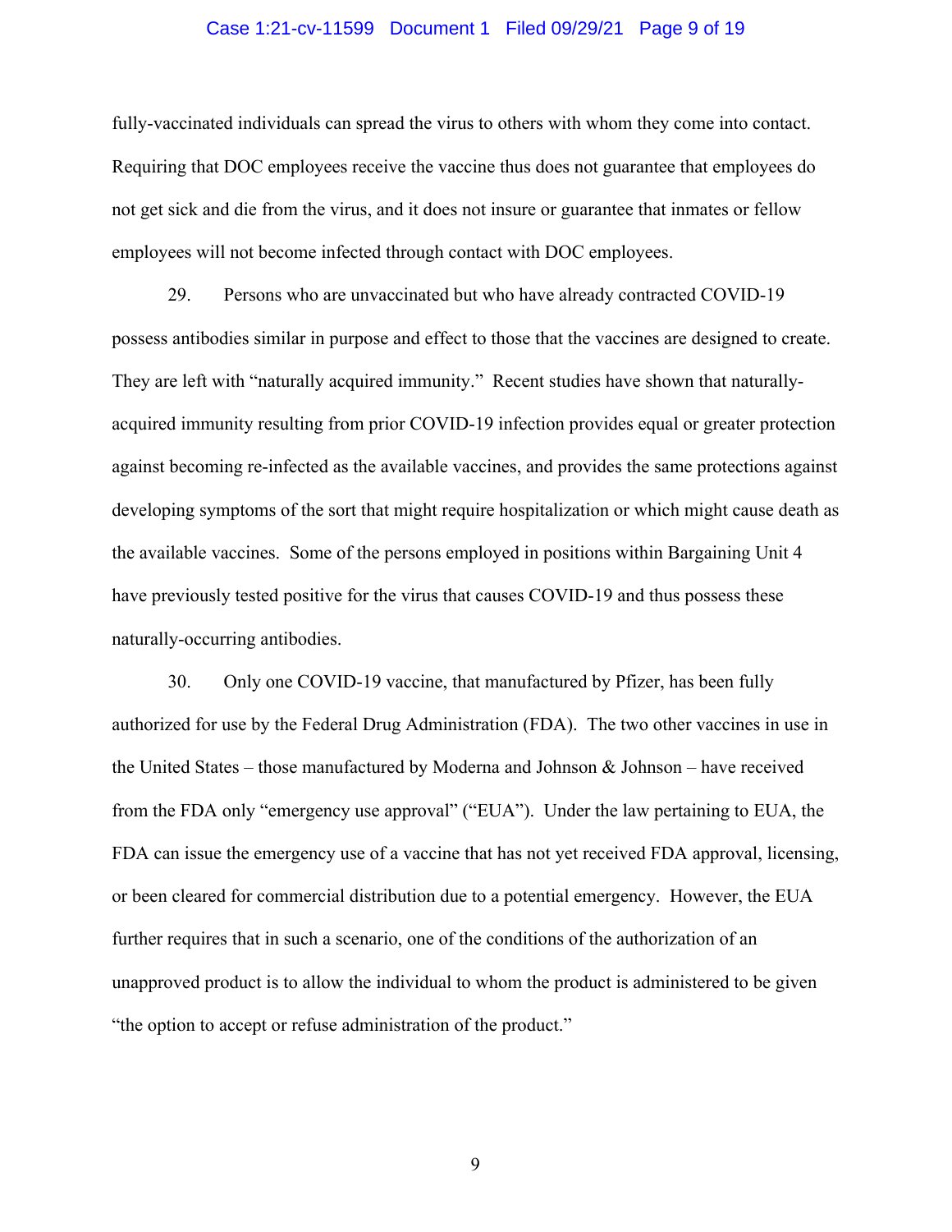fully-vaccinated individuals can spread the virus to others with whom they come into contact. Requiring that DOC employees receive the vaccine thus does not guarantee that employees do not get sick and die from the virus, and it does not insure or guarantee that inmates or fellow employees will not become infected through contact with DOC employees.

29. Persons who are unvaccinated but who have already contracted COVID-19 possess antibodies similar in purpose and effect to those that the vaccines are designed to create. They are left with "naturally acquired immunity." Recent studies have shown that naturally-acquired immunity resulting from prior COVID-19 infection provides equal or greater protection against becoming re-infected as the available vaccines, and provides the same protections against developing symptoms of the sort that might require hospitalization or which might cause death as the available vaccines. Some of the persons employed in positions within Bargaining Unit 4 have previously tested positive for the virus that causes COVID-19 and thus possess these naturally-occurring antibodies.

30. Only one COVID-19 vaccine, that manufactured by Pfizer, has been fully authorized for use by the Federal Drug Administration (FDA). The two other vaccines in use in the United States – those manufactured by Moderna and Johnson & Johnson – have received from the FDA only "emergency use approval" ("EUA"). Under the law pertaining to EUA, the FDA can issue the emergency use of a vaccine that has not yet received FDA approval, licensing, or been cleared for commercial distribution due to a potential emergency. However, the EUA further requires that in such a scenario, one of the conditions of the authorization of an unapproved product is to allow the individual to whom the product is administered to be given "the option to accept or refuse administration of the product."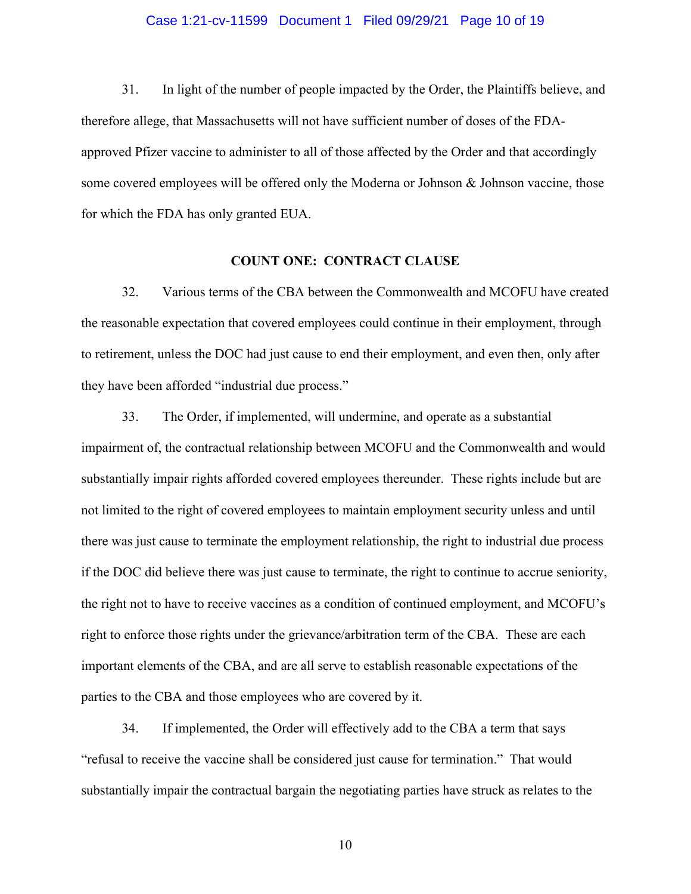31. In light of the number of people impacted by the Order, the Plaintiffs believe, and therefore allege, that Massachusetts will not have sufficient number of doses of the FDA-approved Pfizer vaccine to administer to all of those affected by the Order and that accordingly some covered employees will be offered only the Moderna or Johnson & Johnson vaccine, those for which the FDA has only granted EUA.

## COUNT ONE: CONTRACT CLAUSE

32. Various terms of the CBA between the Commonwealth and MCOFU have created the reasonable expectation that covered employees could continue in their employment, through to retirement, unless the DOC had just cause to end their employment, and even then, only after they have been afforded "industrial due process."

33. The Order, if implemented, will undermine, and operate as a substantial impairment of, the contractual relationship between MCOFU and the Commonwealth and would substantially impair rights afforded covered employees thereunder. These rights include but are not limited to the right of covered employees to maintain employment security unless and until there was just cause to terminate the employment relationship, the right to industrial due process if the DOC did believe there was just cause to terminate, the right to continue to accrue seniority, the right not to have to receive vaccines as a condition of continued employment, and MCOFU's right to enforce those rights under the grievance/arbitration term of the CBA. These are each important elements of the CBA, and are all serve to establish reasonable expectations of the parties to the CBA and those employees who are covered by it.

34. If implemented, the Order will effectively add to the CBA a term that says "refusal to receive the vaccine shall be considered just cause for termination." That would substantially impair the contractual bargain the negotiating parties have struck as relates to the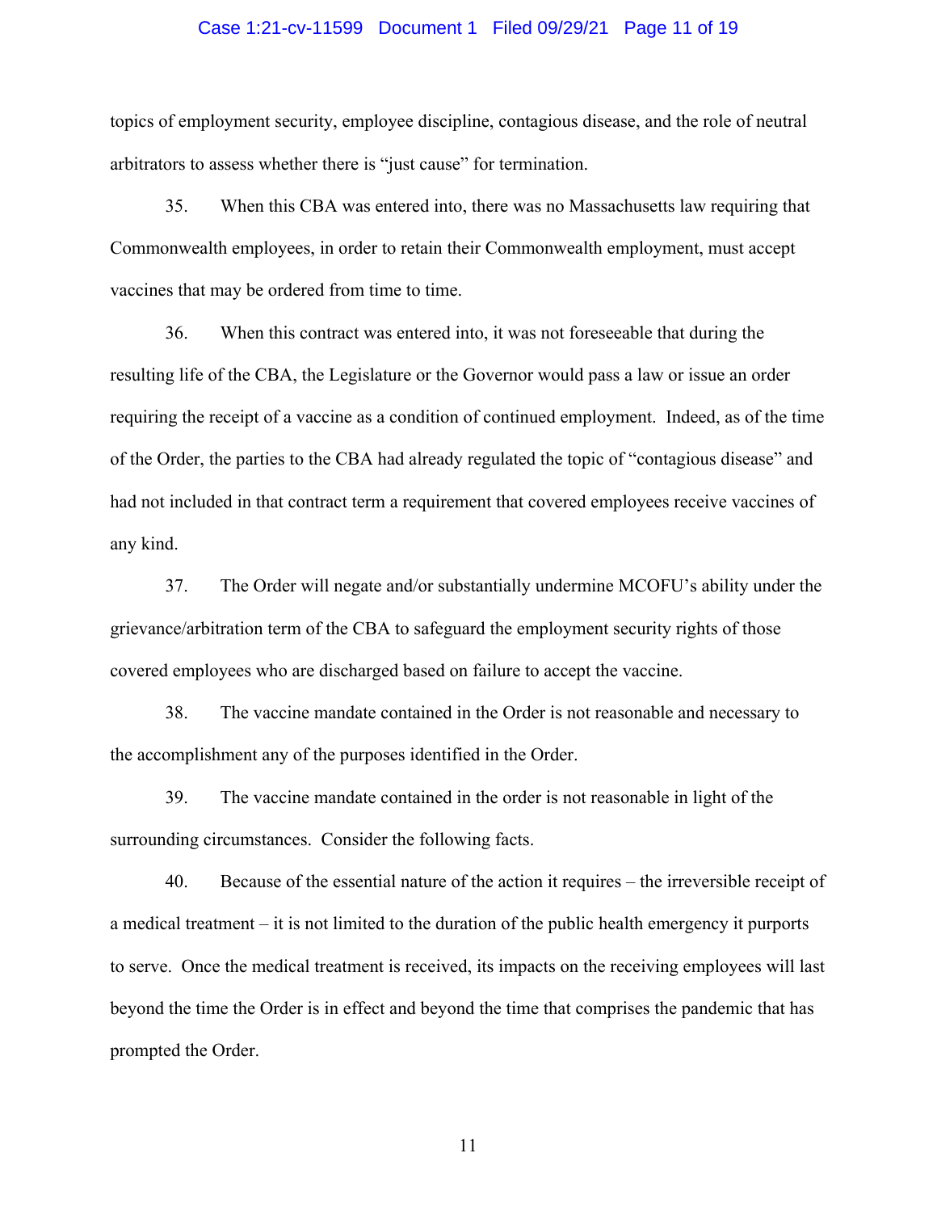topics of employment security, employee discipline, contagious disease, and the role of neutral arbitrators to assess whether there is "just cause" for termination.

35. When this CBA was entered into, there was no Massachusetts law requiring that Commonwealth employees, in order to retain their Commonwealth employment, must accept vaccines that may be ordered from time to time.

36. When this contract was entered into, it was not foreseeable that during the resulting life of the CBA, the Legislature or the Governor would pass a law or issue an order requiring the receipt of a vaccine as a condition of continued employment. Indeed, as of the time of the Order, the parties to the CBA had already regulated the topic of "contagious disease" and had not included in that contract term a requirement that covered employees receive vaccines of any kind.

37. The Order will negate and/or substantially undermine MCOFU's ability under the grievance/arbitration term of the CBA to safeguard the employment security rights of those covered employees who are discharged based on failure to accept the vaccine.

38. The vaccine mandate contained in the Order is not reasonable and necessary to the accomplishment any of the purposes identified in the Order.

39. The vaccine mandate contained in the order is not reasonable in light of the surrounding circumstances. Consider the following facts.

40. Because of the essential nature of the action it requires – the irreversible receipt of a medical treatment – it is not limited to the duration of the public health emergency it purports to serve. Once the medical treatment is received, its impacts on the receiving employees will last beyond the time the Order is in effect and beyond the time that comprises the pandemic that has prompted the Order.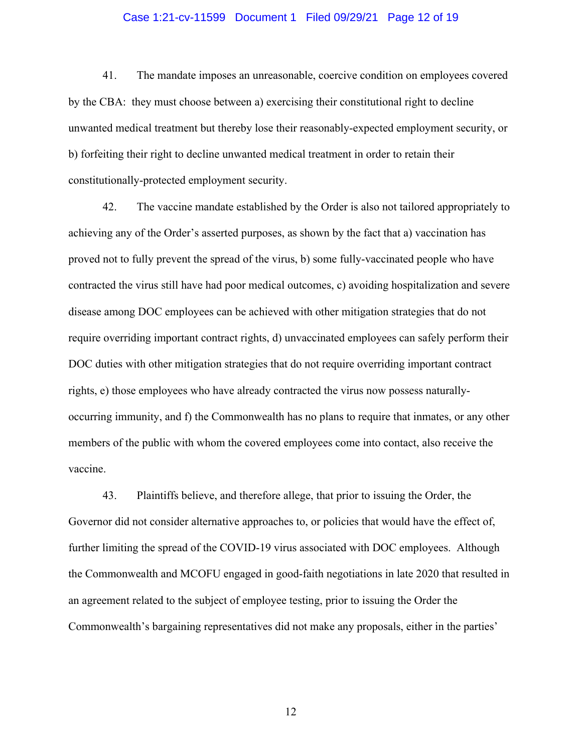41. The mandate imposes an unreasonable, coercive condition on employees covered by the CBA: they must choose between a) exercising their constitutional right to decline unwanted medical treatment but thereby lose their reasonably-expected employment security, or b) forfeiting their right to decline unwanted medical treatment in order to retain their constitutionally-protected employment security.

42. The vaccine mandate established by the Order is also not tailored appropriately to achieving any of the Order's asserted purposes, as shown by the fact that a) vaccination has proved not to fully prevent the spread of the virus, b) some fully-vaccinated people who have contracted the virus still have had poor medical outcomes, c) avoiding hospitalization and severe disease among DOC employees can be achieved with other mitigation strategies that do not require overriding important contract rights, d) unvaccinated employees can safely perform their DOC duties with other mitigation strategies that do not require overriding important contract rights, e) those employees who have already contracted the virus now possess naturally-occurring immunity, and f) the Commonwealth has no plans to require that inmates, or any other members of the public with whom the covered employees come into contact, also receive the vaccine.

43. Plaintiffs believe, and therefore allege, that prior to issuing the Order, the Governor did not consider alternative approaches to, or policies that would have the effect of, further limiting the spread of the COVID-19 virus associated with DOC employees. Although the Commonwealth and MCOFU engaged in good-faith negotiations in late 2020 that resulted in an agreement related to the subject of employee testing, prior to issuing the Order the Commonwealth's bargaining representatives did not make any proposals, either in the parties'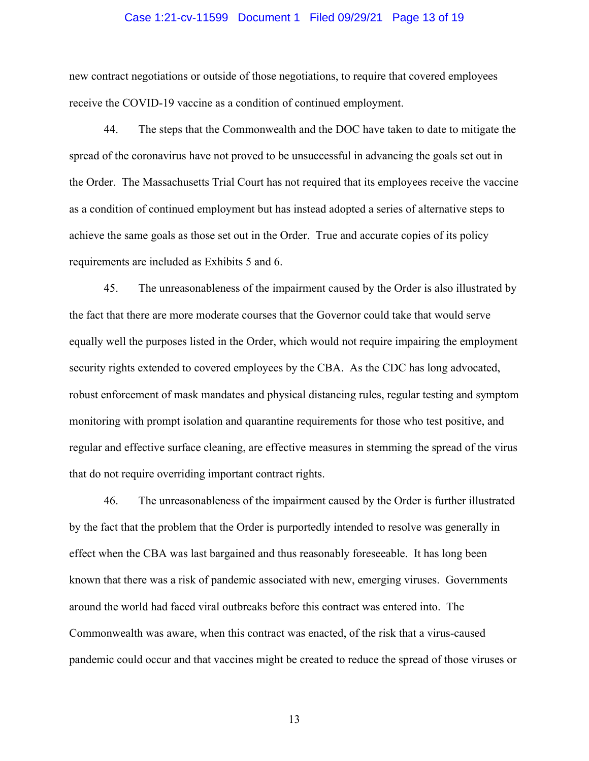new contract negotiations or outside of those negotiations, to require that covered employees receive the COVID-19 vaccine as a condition of continued employment.

44. The steps that the Commonwealth and the DOC have taken to date to mitigate the spread of the coronavirus have not proved to be unsuccessful in advancing the goals set out in the Order. The Massachusetts Trial Court has not required that its employees receive the vaccine as a condition of continued employment but has instead adopted a series of alternative steps to achieve the same goals as those set out in the Order. True and accurate copies of its policy requirements are included as Exhibits 5 and 6.

45. The unreasonableness of the impairment caused by the Order is also illustrated by the fact that there are more moderate courses that the Governor could take that would serve equally well the purposes listed in the Order, which would not require impairing the employment security rights extended to covered employees by the CBA. As the CDC has long advocated, robust enforcement of mask mandates and physical distancing rules, regular testing and symptom monitoring with prompt isolation and quarantine requirements for those who test positive, and regular and effective surface cleaning, are effective measures in stemming the spread of the virus that do not require overriding important contract rights.

46. The unreasonableness of the impairment caused by the Order is further illustrated by the fact that the problem that the Order is purportedly intended to resolve was generally in effect when the CBA was last bargained and thus reasonably foreseeable. It has long been known that there was a risk of pandemic associated with new, emerging viruses. Governments around the world had faced viral outbreaks before this contract was entered into. The Commonwealth was aware, when this contract was enacted, of the risk that a virus-caused pandemic could occur and that vaccines might be created to reduce the spread of those viruses or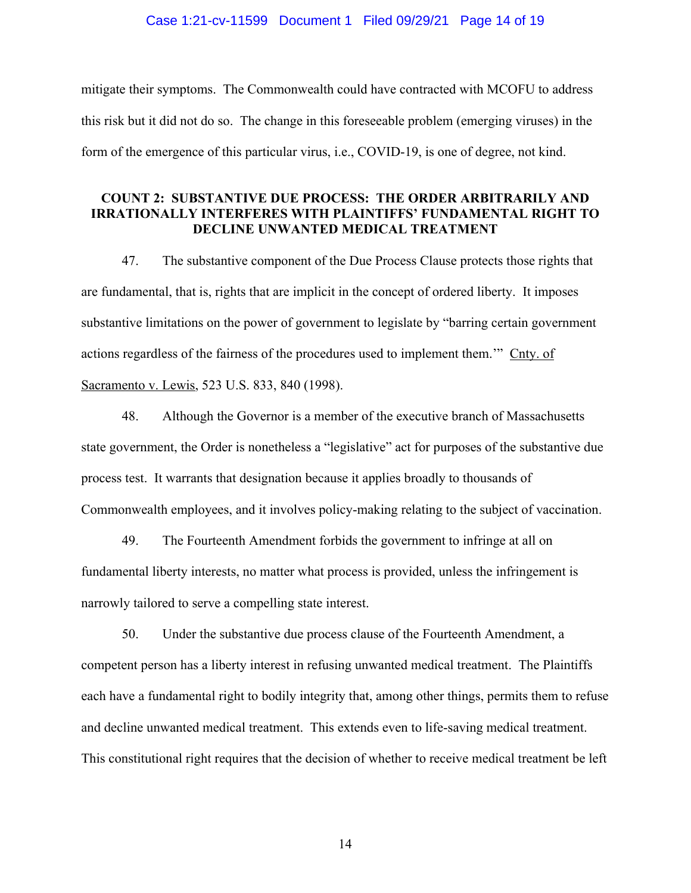mitigate their symptoms. The Commonwealth could have contracted with MCOFU to address this risk but it did not do so. The change in this foreseeable problem (emerging viruses) in the form of the emergence of this particular virus, i.e., COVID-19, is one of degree, not kind.

### COUNT 2: SUBSTANTIVE DUE PROCESS: THE ORDER ARBITRARILY AND IRRATIONALLY INTERFERES WITH PLAINTIFFS' FUNDAMENTAL RIGHT TO DECLINE UNWANTED MEDICAL TREATMENT

47. The substantive component of the Due Process Clause protects those rights that are fundamental, that is, rights that are implicit in the concept of ordered liberty. It imposes substantive limitations on the power of government to legislate by "barring certain government actions regardless of the fairness of the procedures used to implement them.'" Cnty. of Sacramento v. Lewis, 523 U.S. 833, 840 (1998).

48. Although the Governor is a member of the executive branch of Massachusetts state government, the Order is nonetheless a "legislative" act for purposes of the substantive due process test. It warrants that designation because it applies broadly to thousands of Commonwealth employees, and it involves policy-making relating to the subject of vaccination.

49. The Fourteenth Amendment forbids the government to infringe at all on fundamental liberty interests, no matter what process is provided, unless the infringement is narrowly tailored to serve a compelling state interest.

50. Under the substantive due process clause of the Fourteenth Amendment, a competent person has a liberty interest in refusing unwanted medical treatment. The Plaintiffs each have a fundamental right to bodily integrity that, among other things, permits them to refuse and decline unwanted medical treatment. This extends even to life-saving medical treatment. This constitutional right requires that the decision of whether to receive medical treatment be left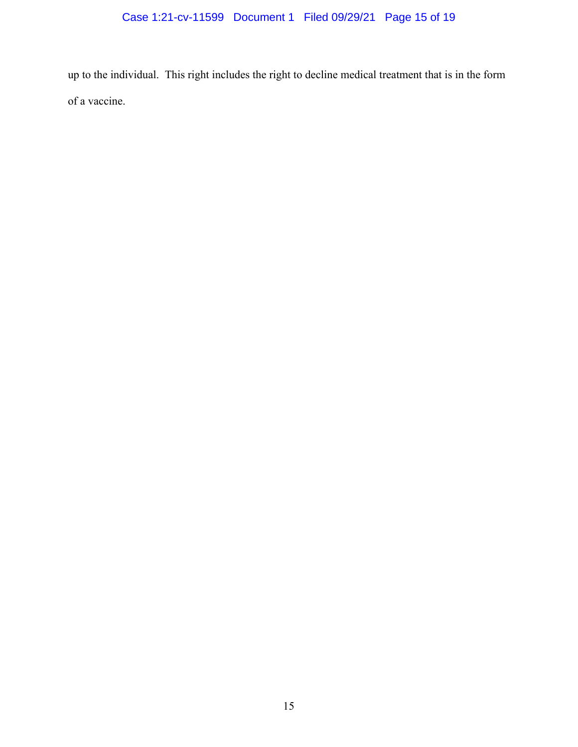up to the individual. This right includes the right to decline medical treatment that is in the form of a vaccine.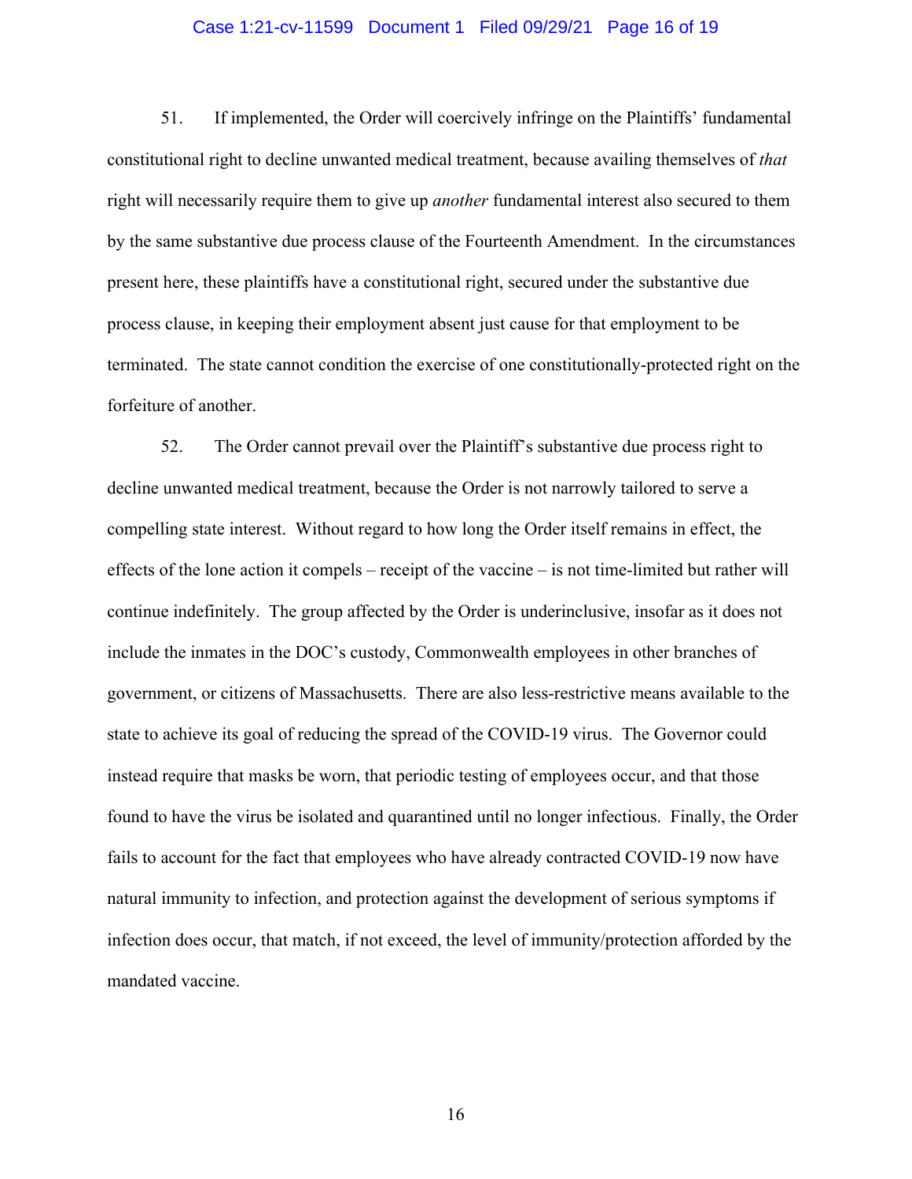51. If implemented, the Order will coercively infringe on the Plaintiffs' fundamental constitutional right to decline unwanted medical treatment, because availing themselves of *that* right will necessarily require them to give up *another* fundamental interest also secured to them by the same substantive due process clause of the Fourteenth Amendment. In the circumstances present here, these plaintiffs have a constitutional right, secured under the substantive due process clause, in keeping their employment absent just cause for that employment to be terminated. The state cannot condition the exercise of one constitutionally-protected right on the forfeiture of another.

52. The Order cannot prevail over the Plaintiff's substantive due process right to decline unwanted medical treatment, because the Order is not narrowly tailored to serve a compelling state interest. Without regard to how long the Order itself remains in effect, the effects of the lone action it compels – receipt of the vaccine – is not time-limited but rather will continue indefinitely. The group affected by the Order is underinclusive, insofar as it does not include the inmates in the DOC's custody, Commonwealth employees in other branches of government, or citizens of Massachusetts. There are also less-restrictive means available to the state to achieve its goal of reducing the spread of the COVID-19 virus. The Governor could instead require that masks be worn, that periodic testing of employees occur, and that those found to have the virus be isolated and quarantined until no longer infectious. Finally, the Order fails to account for the fact that employees who have already contracted COVID-19 now have natural immunity to infection, and protection against the development of serious symptoms if infection does occur, that match, if not exceed, the level of immunity/protection afforded by the mandated vaccine.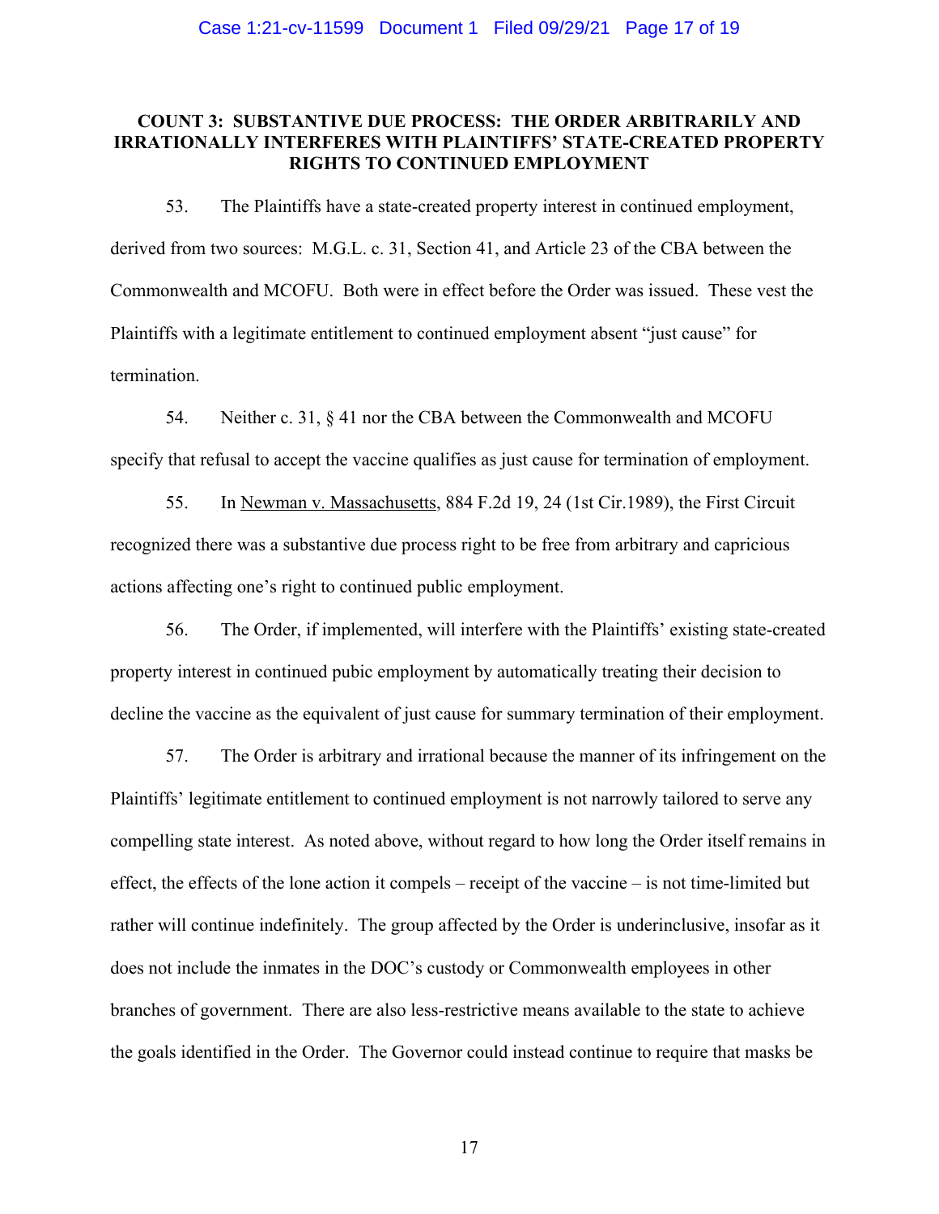**COUNT 3: SUBSTANTIVE DUE PROCESS: THE ORDER ARBITRARILY AND IRRATIONALLY INTERFERES WITH PLAINTIFFS' STATE-CREATED PROPERTY RIGHTS TO CONTINUED EMPLOYMENT**

53. The Plaintiffs have a state-created property interest in continued employment, derived from two sources: M.G.L. c. 31, Section 41, and Article 23 of the CBA between the Commonwealth and MCOFU. Both were in effect before the Order was issued. These vest the Plaintiffs with a legitimate entitlement to continued employment absent "just cause" for termination.

54. Neither c. 31, § 41 nor the CBA between the Commonwealth and MCOFU specify that refusal to accept the vaccine qualifies as just cause for termination of employment.

55. In Newman v. Massachusetts, 884 F.2d 19, 24 (1st Cir.1989), the First Circuit recognized there was a substantive due process right to be free from arbitrary and capricious actions affecting one's right to continued public employment.

56. The Order, if implemented, will interfere with the Plaintiffs' existing state-created property interest in continued pubic employment by automatically treating their decision to decline the vaccine as the equivalent of just cause for summary termination of their employment.

57. The Order is arbitrary and irrational because the manner of its infringement on the Plaintiffs' legitimate entitlement to continued employment is not narrowly tailored to serve any compelling state interest. As noted above, without regard to how long the Order itself remains in effect, the effects of the lone action it compels – receipt of the vaccine – is not time-limited but rather will continue indefinitely. The group affected by the Order is underinclusive, insofar as it does not include the inmates in the DOC's custody or Commonwealth employees in other branches of government. There are also less-restrictive means available to the state to achieve the goals identified in the Order. The Governor could instead continue to require that masks be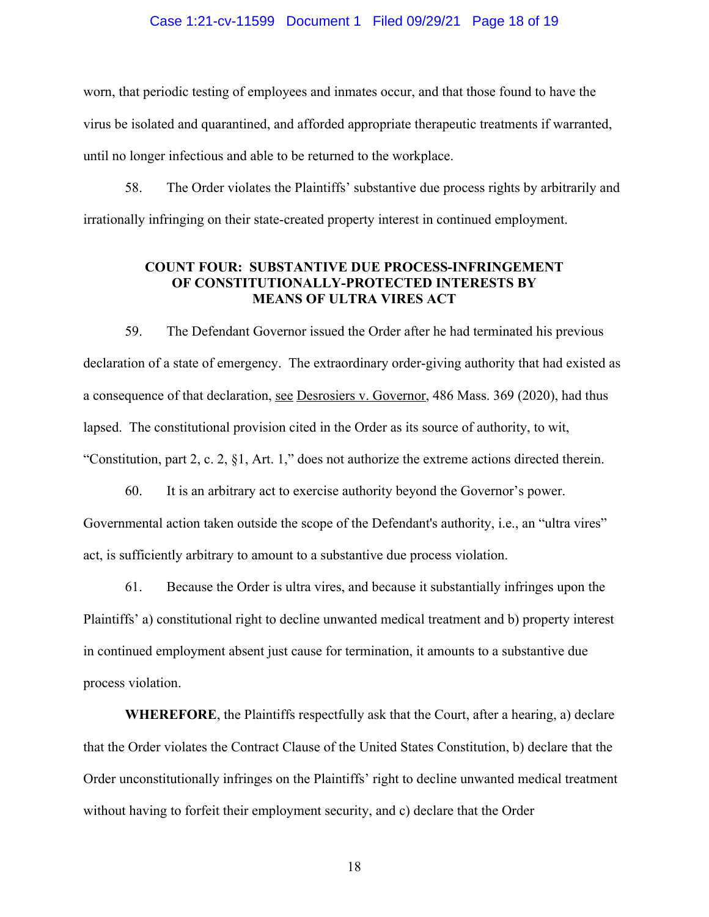worn, that periodic testing of employees and inmates occur, and that those found to have the virus be isolated and quarantined, and afforded appropriate therapeutic treatments if warranted, until no longer infectious and able to be returned to the workplace.

58. The Order violates the Plaintiffs' substantive due process rights by arbitrarily and irrationally infringing on their state-created property interest in continued employment.

**COUNT FOUR: SUBSTANTIVE DUE PROCESS-INFRINGEMENT OF CONSTITUTIONALLY-PROTECTED INTERESTS BY MEANS OF ULTRA VIRES ACT**

59. The Defendant Governor issued the Order after he had terminated his previous declaration of a state of emergency. The extraordinary order-giving authority that had existed as a consequence of that declaration, see Desrosiers v. Governor, 486 Mass. 369 (2020), had thus lapsed. The constitutional provision cited in the Order as its source of authority, to wit, "Constitution, part 2, c. 2, §1, Art. 1," does not authorize the extreme actions directed therein.

60. It is an arbitrary act to exercise authority beyond the Governor's power. Governmental action taken outside the scope of the Defendant's authority, i.e., an "ultra vires" act, is sufficiently arbitrary to amount to a substantive due process violation.

61. Because the Order is ultra vires, and because it substantially infringes upon the Plaintiffs' a) constitutional right to decline unwanted medical treatment and b) property interest in continued employment absent just cause for termination, it amounts to a substantive due process violation.

**WHEREFORE**, the Plaintiffs respectfully ask that the Court, after a hearing, a) declare that the Order violates the Contract Clause of the United States Constitution, b) declare that the Order unconstitutionally infringes on the Plaintiffs' right to decline unwanted medical treatment without having to forfeit their employment security, and c) declare that the Order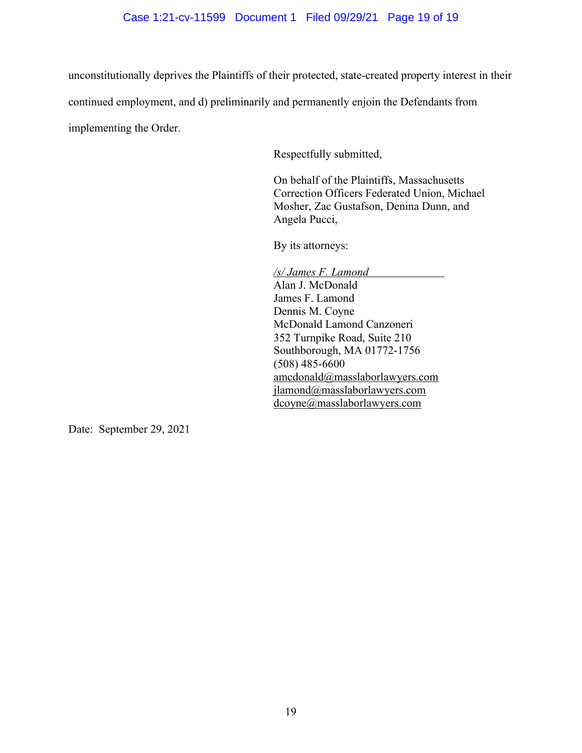unconstitutionally deprives the Plaintiffs of their protected, state-created property interest in their continued employment, and d) preliminarily and permanently enjoin the Defendants from implementing the Order.

Respectfully submitted,

On behalf of the Plaintiffs, Massachusetts Correction Officers Federated Union, Michael Mosher, Zac Gustafson, Denina Dunn, and Angela Pucci,

By its attorneys:

*/s/ James F. Lamond*
Alan J. McDonald
James F. Lamond
Dennis M. Coyne
McDonald Lamond Canzoneri
352 Turnpike Road, Suite 210
Southborough, MA 01772-1756
(508) 485-6600
amcdonald@masslaborlawyers.com
jlamond@masslaborlawyers.com
dcoyne@masslaborlawyers.com

Date: September 29, 2021